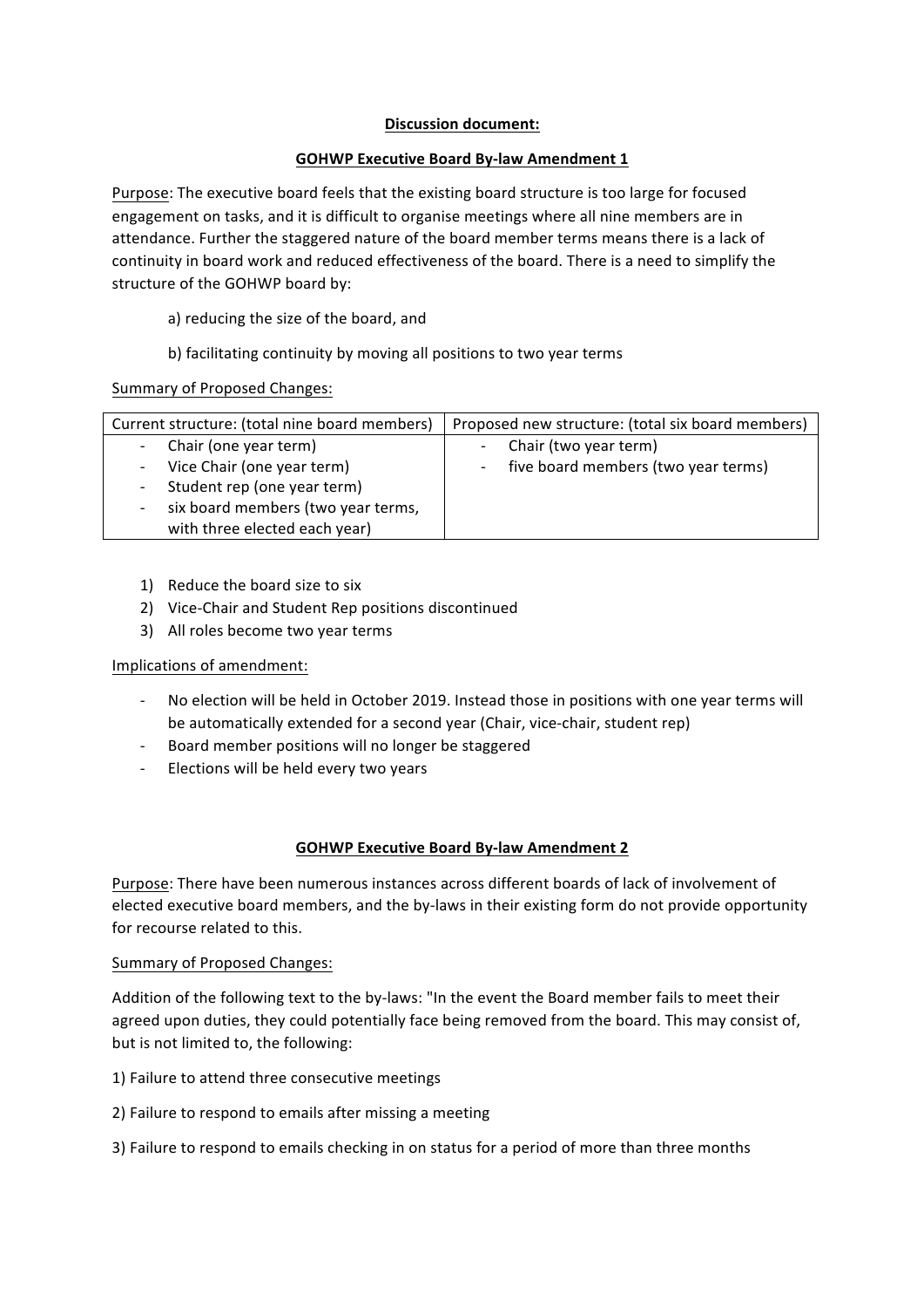**Discussion document:**

**GOHWP Executive Board By-law Amendment 1**

Purpose: The executive board feels that the existing board structure is too large for focused engagement on tasks, and it is difficult to organise meetings where all nine members are in attendance. Further the staggered nature of the board member terms means there is a lack of continuity in board work and reduced effectiveness of the board. There is a need to simplify the structure of the GOHWP board by:

a) reducing the size of the board, and

b) facilitating continuity by moving all positions to two year terms

Summary of Proposed Changes:

| Current structure: (total nine board members) | Proposed new structure: (total six board members) |
|---|---|
| - Chair (one year term)<br>- Vice Chair (one year term)<br>- Student rep (one year term)<br>- six board members (two year terms, with three elected each year) | - Chair (two year term)<br>- five board members (two year terms) |

1) Reduce the board size to six
2) Vice-Chair and Student Rep positions discontinued
3) All roles become two year terms

Implications of amendment:

- No election will be held in October 2019. Instead those in positions with one year terms will be automatically extended for a second year (Chair, vice-chair, student rep)
- Board member positions will no longer be staggered
- Elections will be held every two years

**GOHWP Executive Board By-law Amendment 2**

Purpose: There have been numerous instances across different boards of lack of involvement of elected executive board members, and the by-laws in their existing form do not provide opportunity for recourse related to this.

Summary of Proposed Changes:

Addition of the following text to the by-laws: "In the event the Board member fails to meet their agreed upon duties, they could potentially face being removed from the board. This may consist of, but is not limited to, the following:

1) Failure to attend three consecutive meetings

2) Failure to respond to emails after missing a meeting

3) Failure to respond to emails checking in on status for a period of more than three months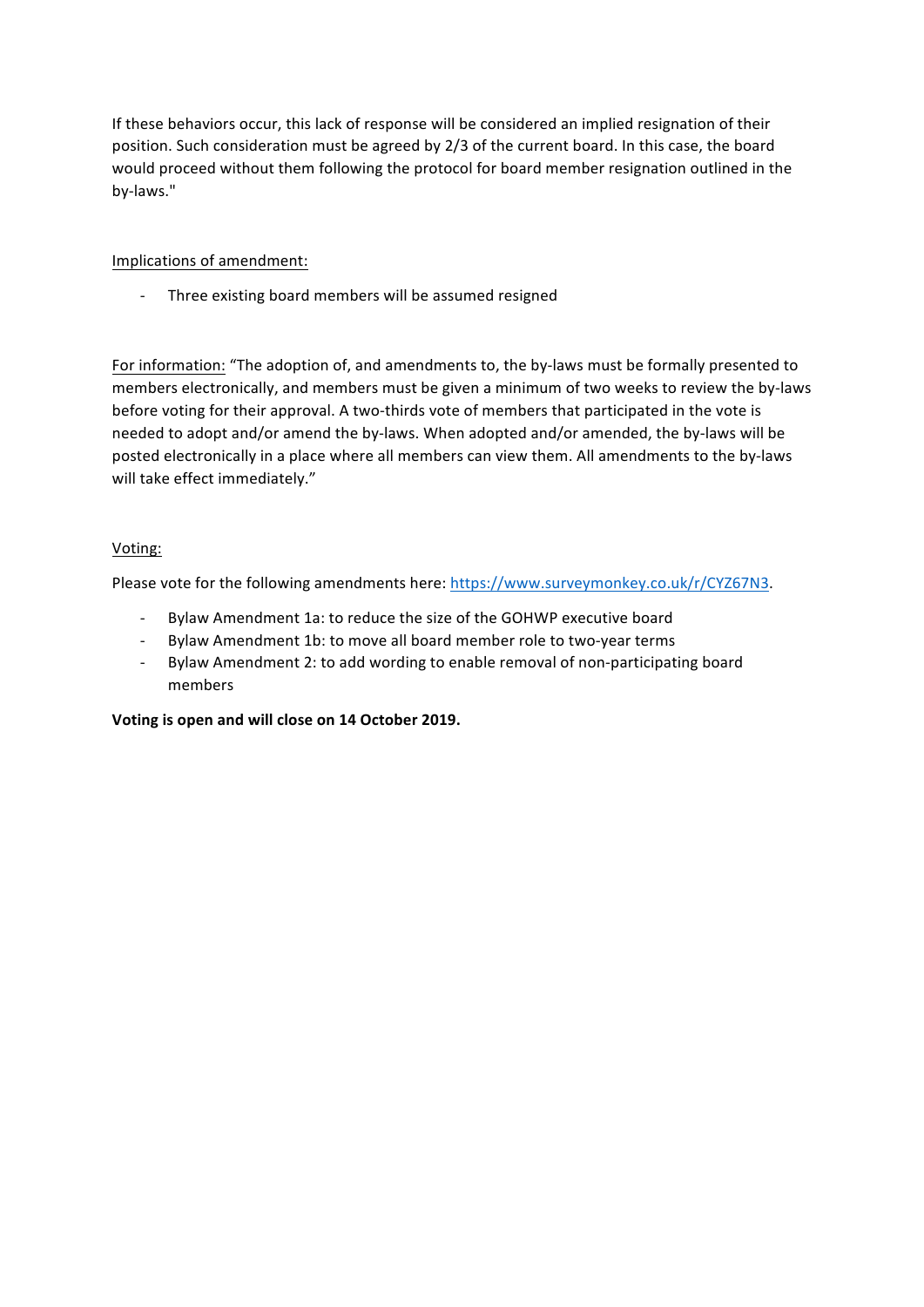If these behaviors occur, this lack of response will be considered an implied resignation of their position. Such consideration must be agreed by 2/3 of the current board. In this case, the board would proceed without them following the protocol for board member resignation outlined in the by-laws."

Implications of amendment:

- Three existing board members will be assumed resigned

For information: "The adoption of, and amendments to, the by-laws must be formally presented to members electronically, and members must be given a minimum of two weeks to review the by-laws before voting for their approval. A two-thirds vote of members that participated in the vote is needed to adopt and/or amend the by-laws. When adopted and/or amended, the by-laws will be posted electronically in a place where all members can view them. All amendments to the by-laws will take effect immediately."

Voting:

Please vote for the following amendments here: https://www.surveymonkey.co.uk/r/CYZ67N3.

- Bylaw Amendment 1a: to reduce the size of the GOHWP executive board
- Bylaw Amendment 1b: to move all board member role to two-year terms
- Bylaw Amendment 2: to add wording to enable removal of non-participating board members

**Voting is open and will close on 14 October 2019.**